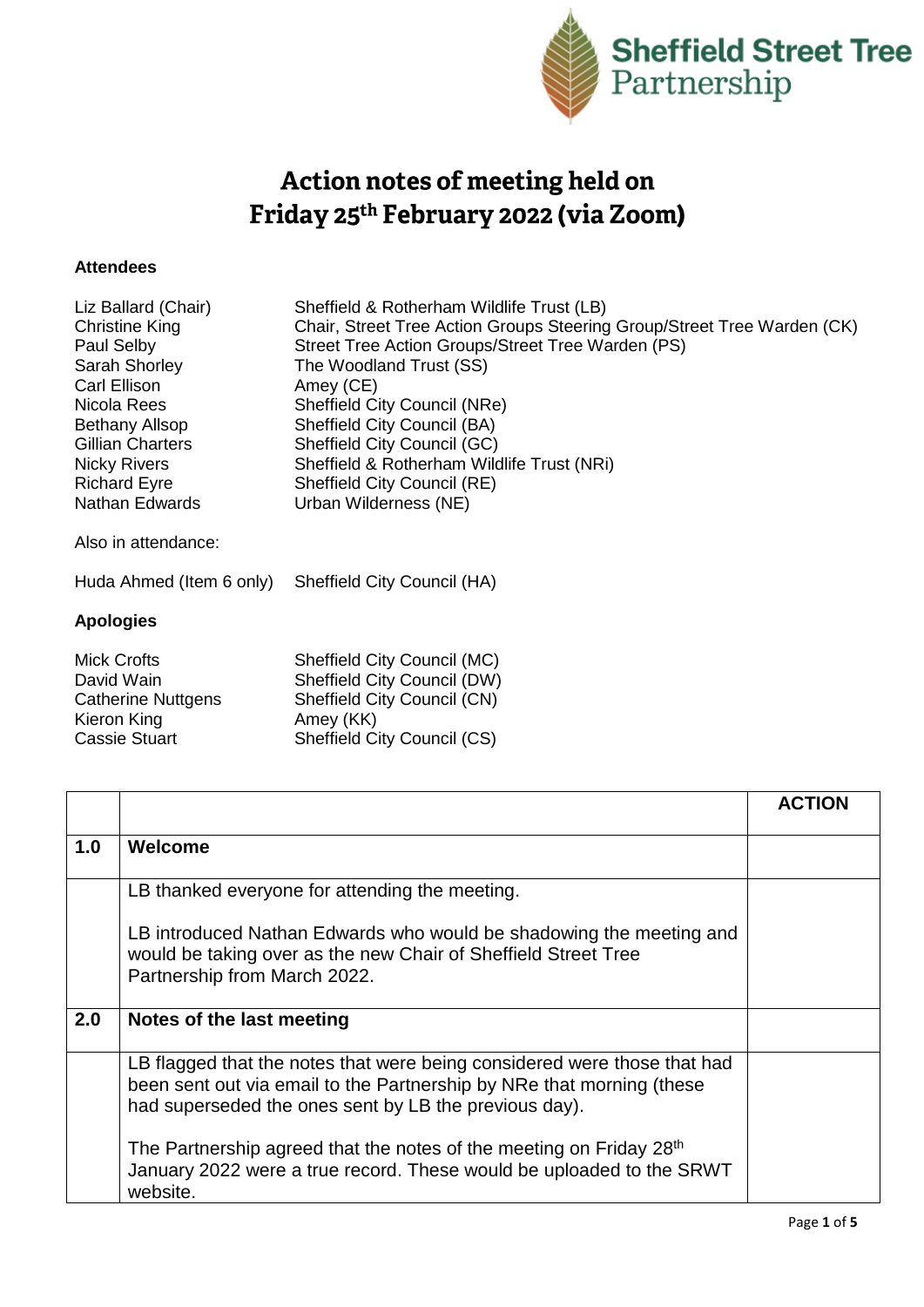Sheffield Street Tree Partnership

# Action notes of meeting held on Friday 25th February 2022 (via Zoom)

**Attendees**

| | |
|---|---|
| Liz Ballard (Chair) | Sheffield & Rotherham Wildlife Trust (LB) |
| Christine King | Chair, Street Tree Action Groups Steering Group/Street Tree Warden (CK) |
| Paul Selby | Street Tree Action Groups/Street Tree Warden (PS) |
| Sarah Shorley | The Woodland Trust (SS) |
| Carl Ellison | Amey (CE) |
| Nicola Rees | Sheffield City Council (NRe) |
| Bethany Allsop | Sheffield City Council (BA) |
| Gillian Charters | Sheffield City Council (GC) |
| Nicky Rivers | Sheffield & Rotherham Wildlife Trust (NRi) |
| Richard Eyre | Sheffield City Council (RE) |
| Nathan Edwards | Urban Wilderness (NE) |

Also in attendance:

| | |
|---|---|
| Huda Ahmed (Item 6 only) | Sheffield City Council (HA) |

**Apologies**

| | |
|---|---|
| Mick Crofts | Sheffield City Council (MC) |
| David Wain | Sheffield City Council (DW) |
| Catherine Nuttgens | Sheffield City Council (CN) |
| Kieron King | Amey (KK) |
| Cassie Stuart | Sheffield City Council (CS) |

| | | ACTION |
|---|---|---|
| **1.0** | **Welcome** | |
| | LB thanked everyone for attending the meeting.<br><br>LB introduced Nathan Edwards who would be shadowing the meeting and would be taking over as the new Chair of Sheffield Street Tree Partnership from March 2022. | |
| **2.0** | **Notes of the last meeting** | |
| | LB flagged that the notes that were being considered were those that had been sent out via email to the Partnership by NRe that morning (these had superseded the ones sent by LB the previous day).<br><br>The Partnership agreed that the notes of the meeting on Friday 28th January 2022 were a true record. These would be uploaded to the SRWT website. | |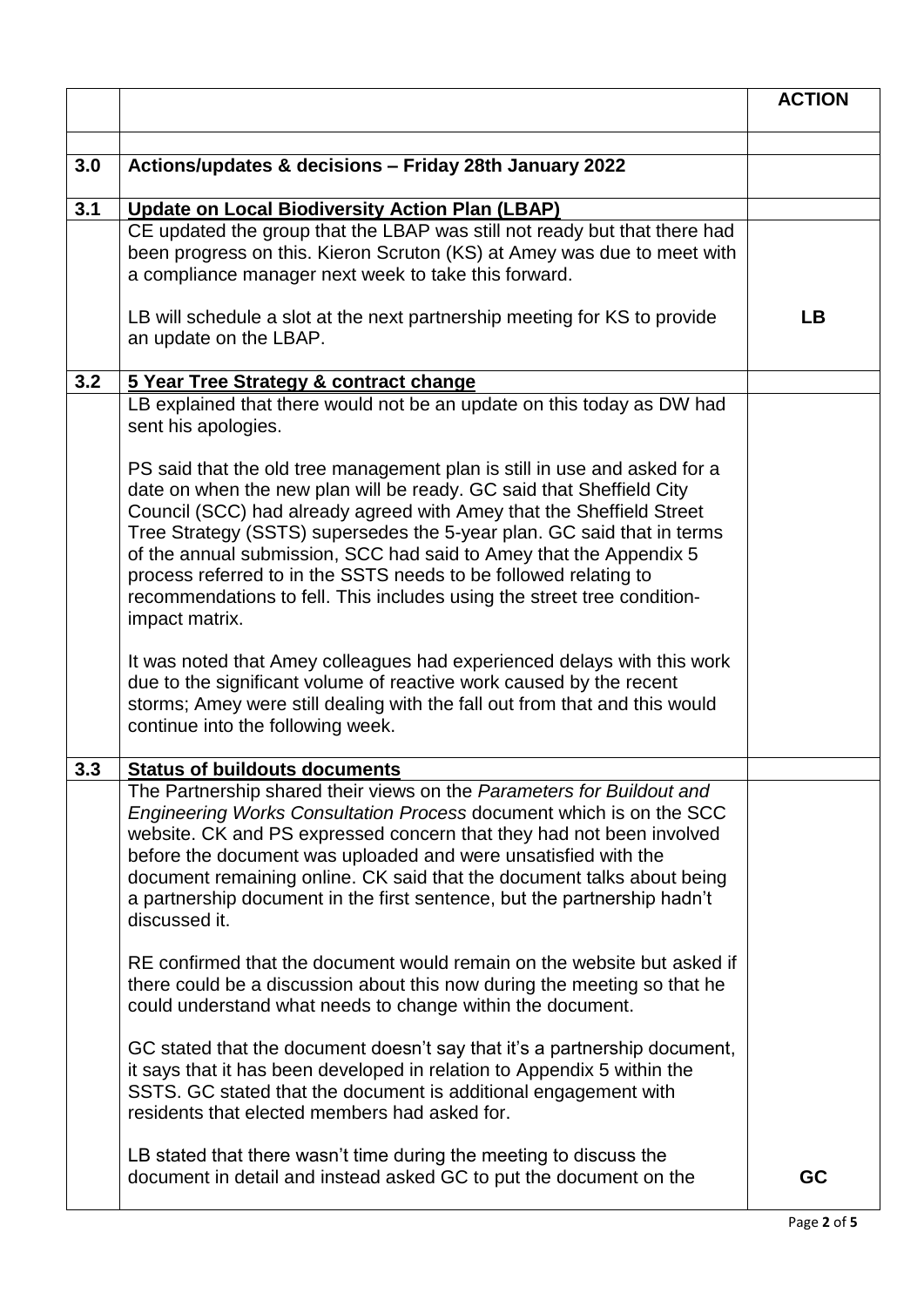| | | ACTION |
|---|---|---|
| | | |
| **3.0** | **Actions/updates & decisions – Friday 28th January 2022** | |
| **3.1** | **<u>Update on Local Biodiversity Action Plan (LBAP)</u>** | |
| | CE updated the group that the LBAP was still not ready but that there had been progress on this. Kieron Scruton (KS) at Amey was due to meet with a compliance manager next week to take this forward.<br><br>LB will schedule a slot at the next partnership meeting for KS to provide an update on the LBAP. | **LB** |
| **3.2** | **<u>5 Year Tree Strategy & contract change</u>** | |
| | LB explained that there would not be an update on this today as DW had sent his apologies.<br><br>PS said that the old tree management plan is still in use and asked for a date on when the new plan will be ready. GC said that Sheffield City Council (SCC) had already agreed with Amey that the Sheffield Street Tree Strategy (SSTS) supersedes the 5-year plan. GC said that in terms of the annual submission, SCC had said to Amey that the Appendix 5 process referred to in the SSTS needs to be followed relating to recommendations to fell. This includes using the street tree condition-impact matrix.<br><br>It was noted that Amey colleagues had experienced delays with this work due to the significant volume of reactive work caused by the recent storms; Amey were still dealing with the fall out from that and this would continue into the following week. | |
| **3.3** | **<u>Status of buildouts documents</u>** | |
| | The Partnership shared their views on the *Parameters for Buildout and Engineering Works Consultation Process* document which is on the SCC website. CK and PS expressed concern that they had not been involved before the document was uploaded and were unsatisfied with the document remaining online. CK said that the document talks about being a partnership document in the first sentence, but the partnership hadn't discussed it.<br><br>RE confirmed that the document would remain on the website but asked if there could be a discussion about this now during the meeting so that he could understand what needs to change within the document.<br><br>GC stated that the document doesn't say that it's a partnership document, it says that it has been developed in relation to Appendix 5 within the SSTS. GC stated that the document is additional engagement with residents that elected members had asked for.<br><br>LB stated that there wasn't time during the meeting to discuss the document in detail and instead asked GC to put the document on the | **GC** |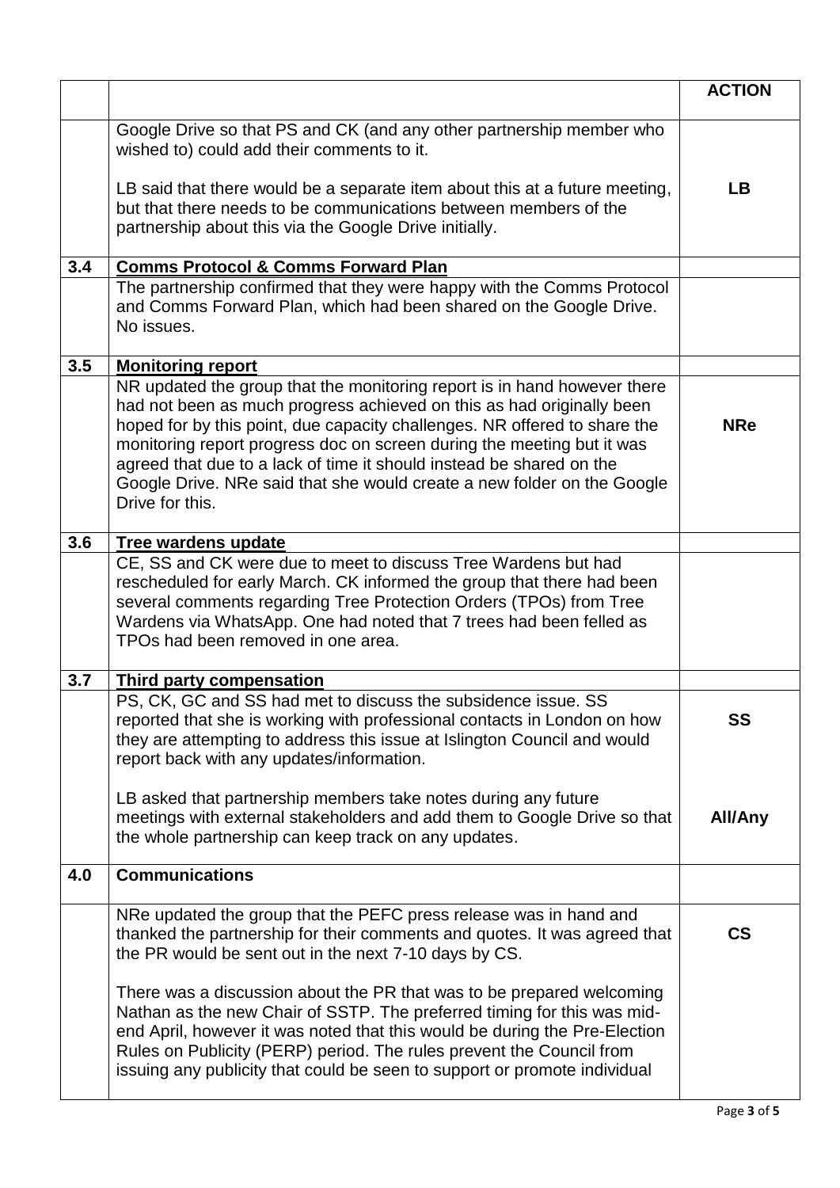| | | ACTION |
|---|---|---|
| | Google Drive so that PS and CK (and any other partnership member who wished to) could add their comments to it.<br><br>LB said that there would be a separate item about this at a future meeting, but that there needs to be communications between members of the partnership about this via the Google Drive initially. | **LB** |
| **3.4** | **<u>Comms Protocol & Comms Forward Plan</u>** | |
| | The partnership confirmed that they were happy with the Comms Protocol and Comms Forward Plan, which had been shared on the Google Drive. No issues. | |
| **3.5** | **<u>Monitoring report</u>** | |
| | NR updated the group that the monitoring report is in hand however there had not been as much progress achieved on this as had originally been hoped for by this point, due capacity challenges. NR offered to share the monitoring report progress doc on screen during the meeting but it was agreed that due to a lack of time it should instead be shared on the Google Drive. NRe said that she would create a new folder on the Google Drive for this. | **NRe** |
| **3.6** | **<u>Tree wardens update</u>** | |
| | CE, SS and CK were due to meet to discuss Tree Wardens but had rescheduled for early March. CK informed the group that there had been several comments regarding Tree Protection Orders (TPOs) from Tree Wardens via WhatsApp. One had noted that 7 trees had been felled as TPOs had been removed in one area. | |
| **3.7** | **<u>Third party compensation</u>** | |
| | PS, CK, GC and SS had met to discuss the subsidence issue. SS reported that she is working with professional contacts in London on how they are attempting to address this issue at Islington Council and would report back with any updates/information.<br><br>LB asked that partnership members take notes during any future meetings with external stakeholders and add them to Google Drive so that the whole partnership can keep track on any updates. | **SS**<br><br>**All/Any** |
| **4.0** | **Communications** | |
| | NRe updated the group that the PEFC press release was in hand and thanked the partnership for their comments and quotes. It was agreed that the PR would be sent out in the next 7-10 days by CS.<br><br>There was a discussion about the PR that was to be prepared welcoming Nathan as the new Chair of SSTP. The preferred timing for this was mid-end April, however it was noted that this would be during the Pre-Election Rules on Publicity (PERP) period. The rules prevent the Council from issuing any publicity that could be seen to support or promote individual | **CS** |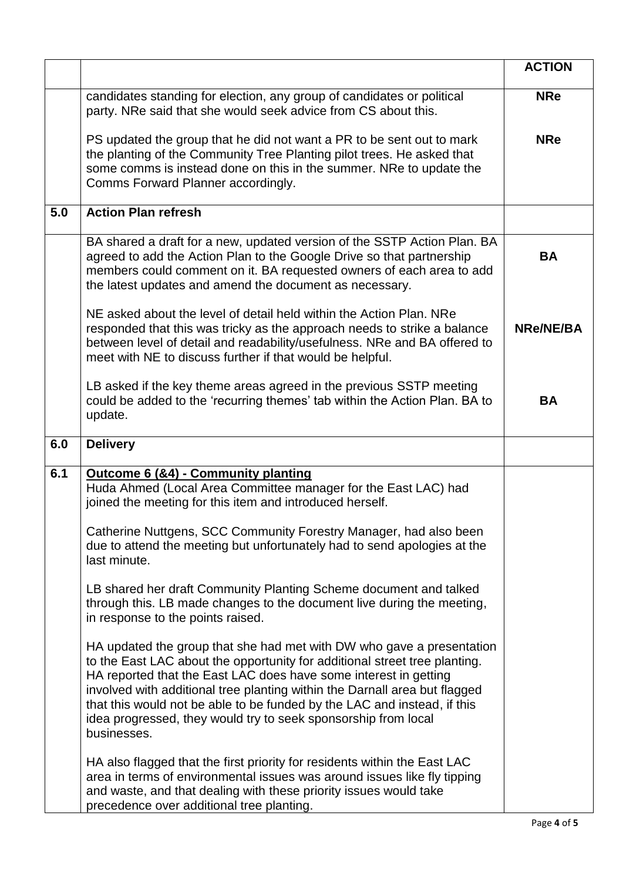| | | ACTION |
|---|---|---|
| | candidates standing for election, any group of candidates or political party. NRe said that she would seek advice from CS about this. | **NRe** |
| | PS updated the group that he did not want a PR to be sent out to mark the planting of the Community Tree Planting pilot trees. He asked that some comms is instead done on this in the summer. NRe to update the Comms Forward Planner accordingly. | **NRe** |
| **5.0** | **Action Plan refresh** | |
| | BA shared a draft for a new, updated version of the SSTP Action Plan. BA agreed to add the Action Plan to the Google Drive so that partnership members could comment on it. BA requested owners of each area to add the latest updates and amend the document as necessary. | **BA** |
| | NE asked about the level of detail held within the Action Plan. NRe responded that this was tricky as the approach needs to strike a balance between level of detail and readability/usefulness. NRe and BA offered to meet with NE to discuss further if that would be helpful. | **NRe/NE/BA** |
| | LB asked if the key theme areas agreed in the previous SSTP meeting could be added to the 'recurring themes' tab within the Action Plan. BA to update. | **BA** |
| **6.0** | **Delivery** | |
| **6.1** | **Outcome 6 (&4) - Community planting**<br>Huda Ahmed (Local Area Committee manager for the East LAC) had joined the meeting for this item and introduced herself.<br><br>Catherine Nuttgens, SCC Community Forestry Manager, had also been due to attend the meeting but unfortunately had to send apologies at the last minute.<br><br>LB shared her draft Community Planting Scheme document and talked through this. LB made changes to the document live during the meeting, in response to the points raised.<br><br>HA updated the group that she had met with DW who gave a presentation to the East LAC about the opportunity for additional street tree planting. HA reported that the East LAC does have some interest in getting involved with additional tree planting within the Darnall area but flagged that this would not be able to be funded by the LAC and instead, if this idea progressed, they would try to seek sponsorship from local businesses.<br><br>HA also flagged that the first priority for residents within the East LAC area in terms of environmental issues was around issues like fly tipping and waste, and that dealing with these priority issues would take precedence over additional tree planting. | |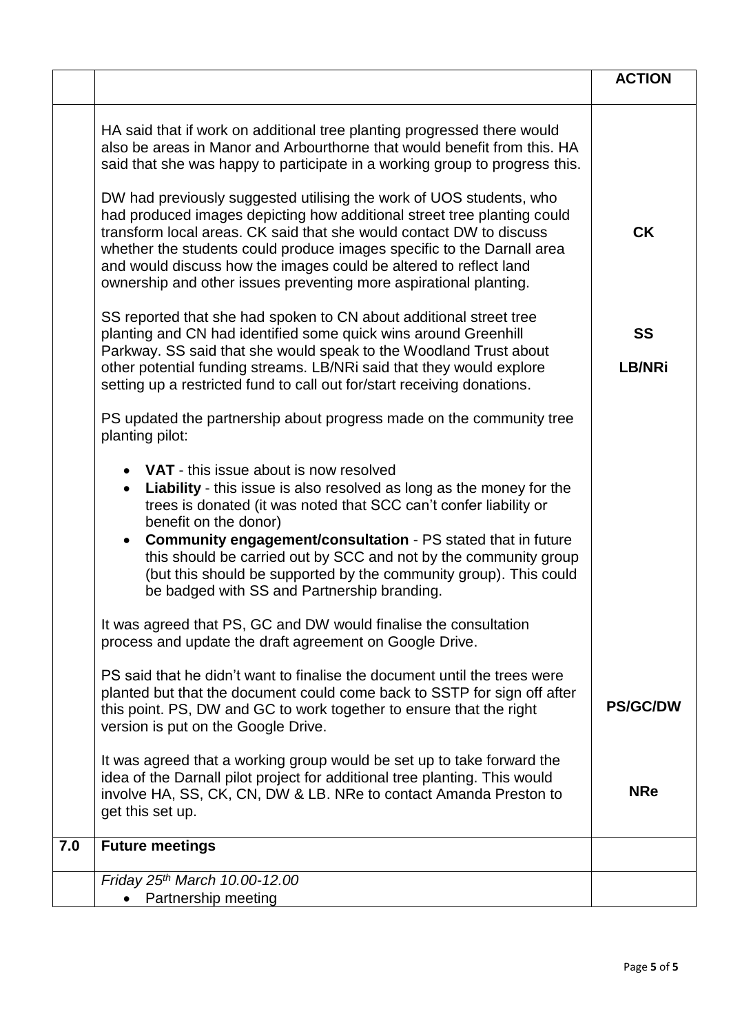| | | ACTION |
|---|---|---|
| | HA said that if work on additional tree planting progressed there would also be areas in Manor and Arbourthorne that would benefit from this. HA said that she was happy to participate in a working group to progress this.<br><br>DW had previously suggested utilising the work of UOS students, who had produced images depicting how additional street tree planting could transform local areas. CK said that she would contact DW to discuss whether the students could produce images specific to the Darnall area and would discuss how the images could be altered to reflect land ownership and other issues preventing more aspirational planting.<br><br>SS reported that she had spoken to CN about additional street tree planting and CN had identified some quick wins around Greenhill Parkway. SS said that she would speak to the Woodland Trust about other potential funding streams. LB/NRi said that they would explore setting up a restricted fund to call out for/start receiving donations.<br><br>PS updated the partnership about progress made on the community tree planting pilot:<br><br>• **VAT** - this issue about is now resolved<br>• **Liability** - this issue is also resolved as long as the money for the trees is donated (it was noted that SCC can't confer liability or benefit on the donor)<br>• **Community engagement/consultation** - PS stated that in future this should be carried out by SCC and not by the community group (but this should be supported by the community group). This could be badged with SS and Partnership branding.<br><br>It was agreed that PS, GC and DW would finalise the consultation process and update the draft agreement on Google Drive.<br><br>PS said that he didn't want to finalise the document until the trees were planted but that the document could come back to SSTP for sign off after this point. PS, DW and GC to work together to ensure that the right version is put on the Google Drive.<br><br>It was agreed that a working group would be set up to take forward the idea of the Darnall pilot project for additional tree planting. This would involve HA, SS, CK, CN, DW & LB. NRe to contact Amanda Preston to get this set up. | **CK**<br><br>**SS**<br><br>**LB/NRi**<br><br>**PS/GC/DW**<br><br>**NRe** |
| **7.0** | **Future meetings** | |
| | *Friday 25th March 10.00-12.00*<br>• Partnership meeting | |